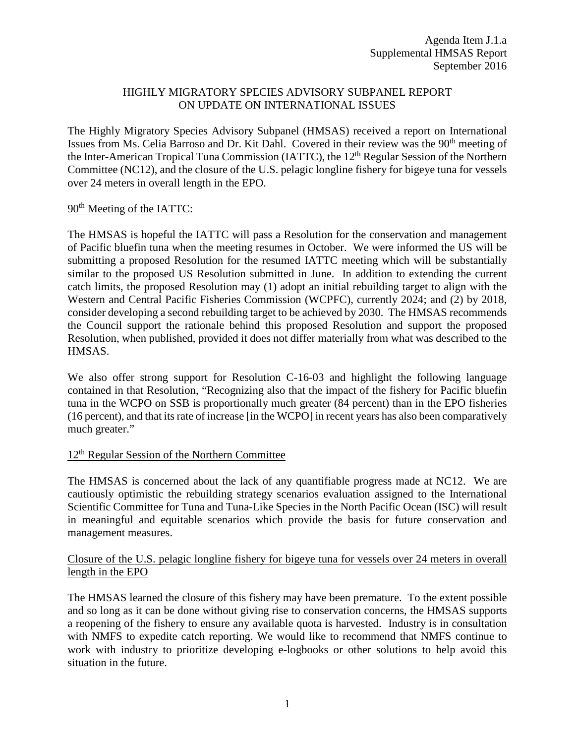Agenda Item J.1.a
Supplemental HMSAS Report
September 2016

# HIGHLY MIGRATORY SPECIES ADVISORY SUBPANEL REPORT ON UPDATE ON INTERNATIONAL ISSUES

The Highly Migratory Species Advisory Subpanel (HMSAS) received a report on International Issues from Ms. Celia Barroso and Dr. Kit Dahl. Covered in their review was the 90th meeting of the Inter-American Tropical Tuna Commission (IATTC), the 12th Regular Session of the Northern Committee (NC12), and the closure of the U.S. pelagic longline fishery for bigeye tuna for vessels over 24 meters in overall length in the EPO.

## 90th Meeting of the IATTC:

The HMSAS is hopeful the IATTC will pass a Resolution for the conservation and management of Pacific bluefin tuna when the meeting resumes in October. We were informed the US will be submitting a proposed Resolution for the resumed IATTC meeting which will be substantially similar to the proposed US Resolution submitted in June. In addition to extending the current catch limits, the proposed Resolution may (1) adopt an initial rebuilding target to align with the Western and Central Pacific Fisheries Commission (WCPFC), currently 2024; and (2) by 2018, consider developing a second rebuilding target to be achieved by 2030. The HMSAS recommends the Council support the rationale behind this proposed Resolution and support the proposed Resolution, when published, provided it does not differ materially from what was described to the HMSAS.

We also offer strong support for Resolution C-16-03 and highlight the following language contained in that Resolution, "Recognizing also that the impact of the fishery for Pacific bluefin tuna in the WCPO on SSB is proportionally much greater (84 percent) than in the EPO fisheries (16 percent), and that its rate of increase [in the WCPO] in recent years has also been comparatively much greater."

## 12th Regular Session of the Northern Committee

The HMSAS is concerned about the lack of any quantifiable progress made at NC12. We are cautiously optimistic the rebuilding strategy scenarios evaluation assigned to the International Scientific Committee for Tuna and Tuna-Like Species in the North Pacific Ocean (ISC) will result in meaningful and equitable scenarios which provide the basis for future conservation and management measures.

## Closure of the U.S. pelagic longline fishery for bigeye tuna for vessels over 24 meters in overall length in the EPO

The HMSAS learned the closure of this fishery may have been premature. To the extent possible and so long as it can be done without giving rise to conservation concerns, the HMSAS supports a reopening of the fishery to ensure any available quota is harvested. Industry is in consultation with NMFS to expedite catch reporting. We would like to recommend that NMFS continue to work with industry to prioritize developing e-logbooks or other solutions to help avoid this situation in the future.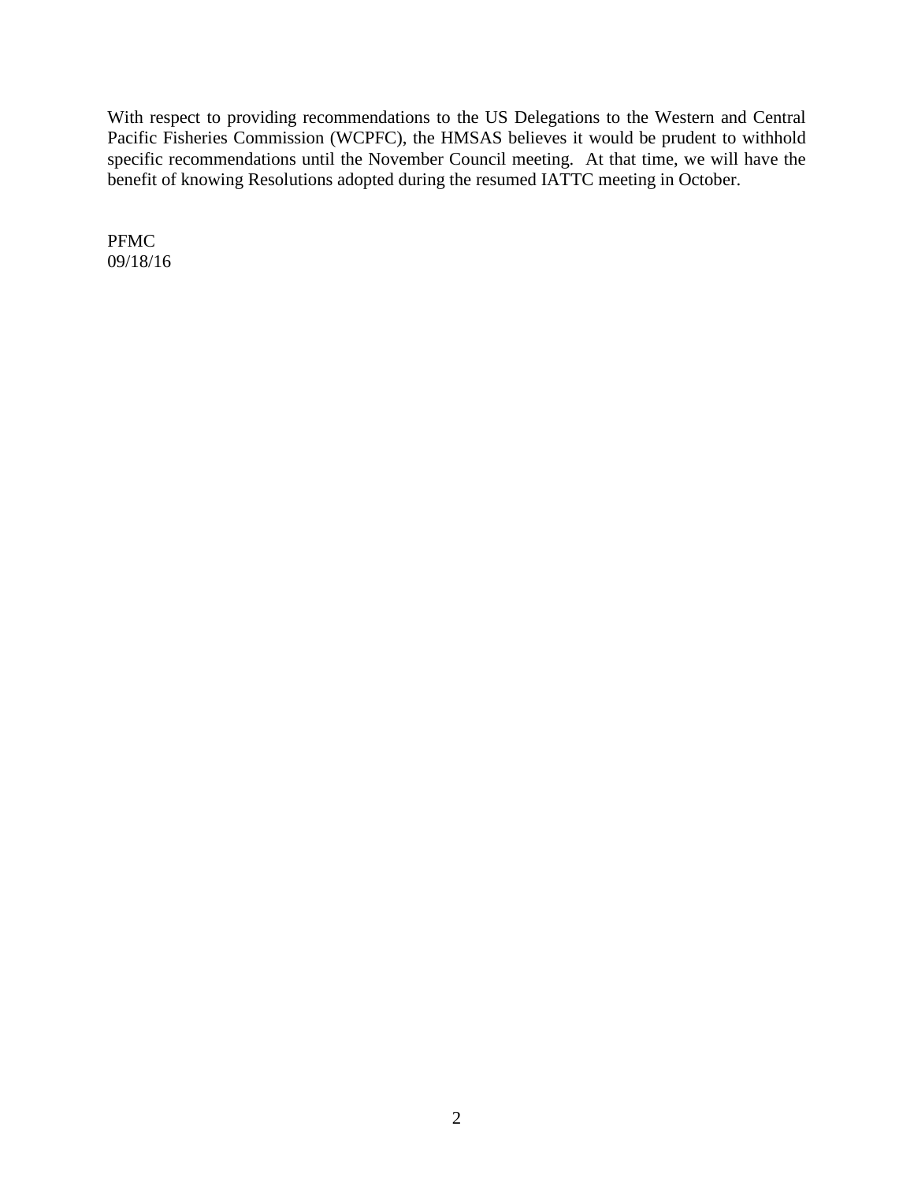With respect to providing recommendations to the US Delegations to the Western and Central Pacific Fisheries Commission (WCPFC), the HMSAS believes it would be prudent to withhold specific recommendations until the November Council meeting. At that time, we will have the benefit of knowing Resolutions adopted during the resumed IATTC meeting in October.

PFMC
09/18/16